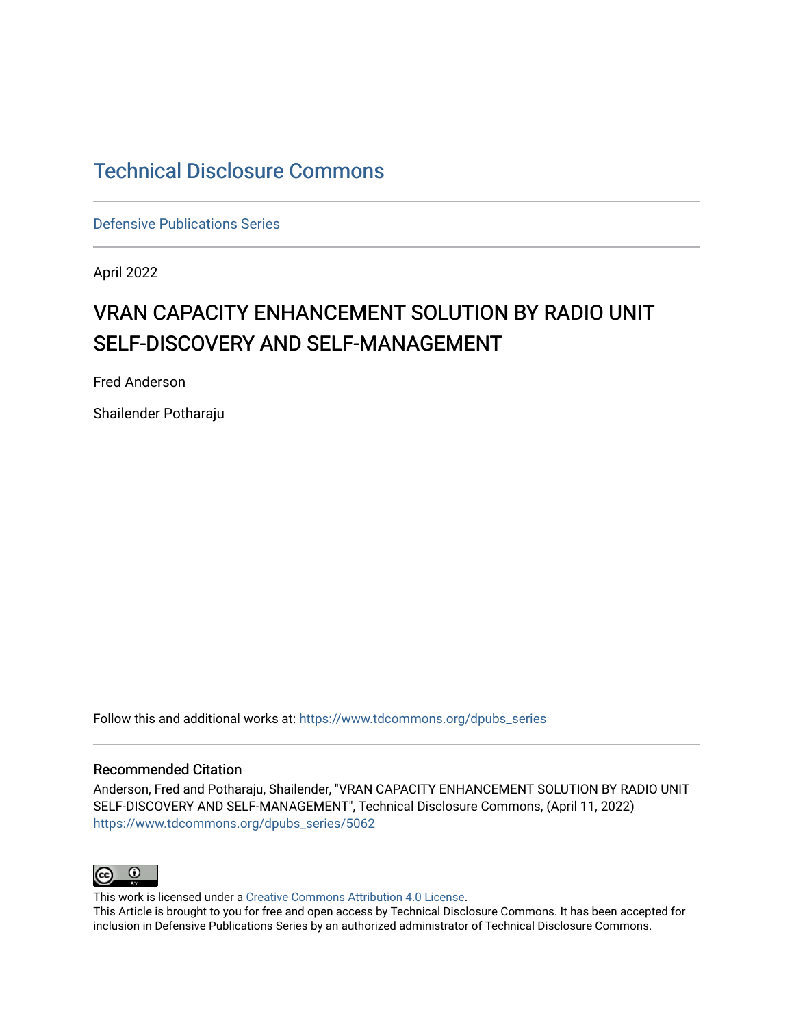# Technical Disclosure Commons

Defensive Publications Series

April 2022

## VRAN CAPACITY ENHANCEMENT SOLUTION BY RADIO UNIT SELF-DISCOVERY AND SELF-MANAGEMENT

Fred Anderson

Shailender Potharaju

Follow this and additional works at: https://www.tdcommons.org/dpubs_series

### Recommended Citation

Anderson, Fred and Potharaju, Shailender, "VRAN CAPACITY ENHANCEMENT SOLUTION BY RADIO UNIT SELF-DISCOVERY AND SELF-MANAGEMENT", Technical Disclosure Commons, (April 11, 2022)
https://www.tdcommons.org/dpubs_series/5062

This work is licensed under a Creative Commons Attribution 4.0 License.
This Article is brought to you for free and open access by Technical Disclosure Commons. It has been accepted for inclusion in Defensive Publications Series by an authorized administrator of Technical Disclosure Commons.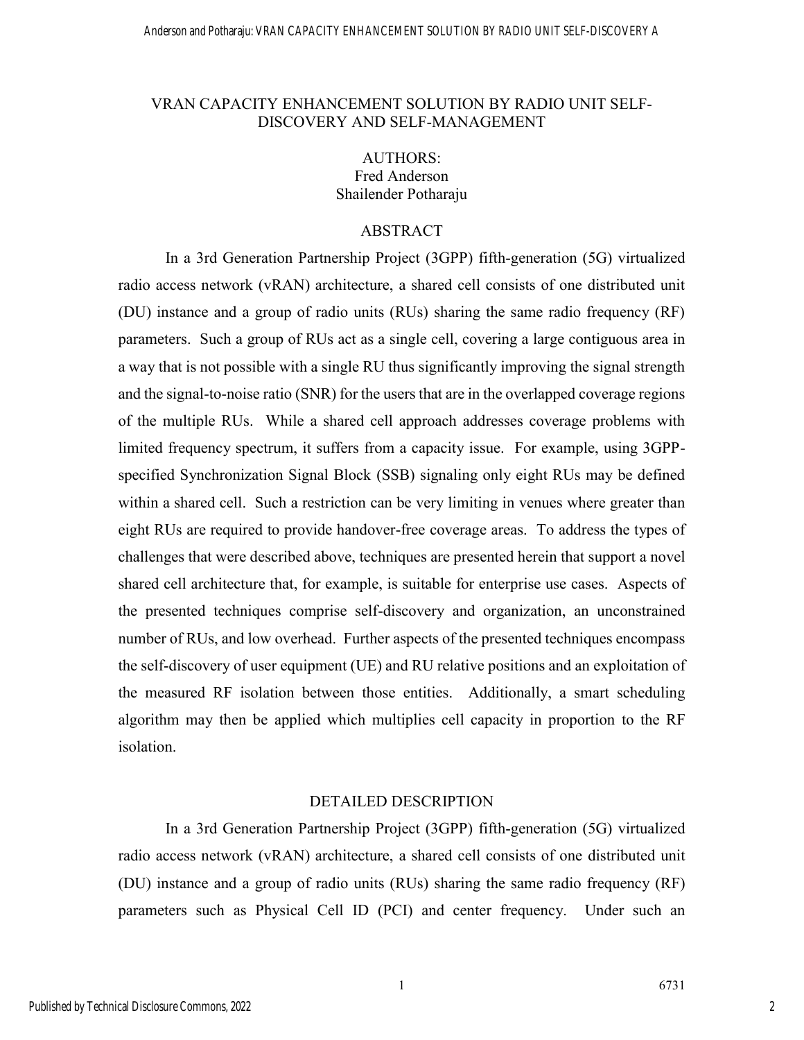# VRAN CAPACITY ENHANCEMENT SOLUTION BY RADIO UNIT SELF-DISCOVERY AND SELF-MANAGEMENT

AUTHORS:
Fred Anderson
Shailender Potharaju

## ABSTRACT

In a 3rd Generation Partnership Project (3GPP) fifth-generation (5G) virtualized radio access network (vRAN) architecture, a shared cell consists of one distributed unit (DU) instance and a group of radio units (RUs) sharing the same radio frequency (RF) parameters. Such a group of RUs act as a single cell, covering a large contiguous area in a way that is not possible with a single RU thus significantly improving the signal strength and the signal-to-noise ratio (SNR) for the users that are in the overlapped coverage regions of the multiple RUs. While a shared cell approach addresses coverage problems with limited frequency spectrum, it suffers from a capacity issue. For example, using 3GPP-specified Synchronization Signal Block (SSB) signaling only eight RUs may be defined within a shared cell. Such a restriction can be very limiting in venues where greater than eight RUs are required to provide handover-free coverage areas. To address the types of challenges that were described above, techniques are presented herein that support a novel shared cell architecture that, for example, is suitable for enterprise use cases. Aspects of the presented techniques comprise self-discovery and organization, an unconstrained number of RUs, and low overhead. Further aspects of the presented techniques encompass the self-discovery of user equipment (UE) and RU relative positions and an exploitation of the measured RF isolation between those entities. Additionally, a smart scheduling algorithm may then be applied which multiplies cell capacity in proportion to the RF isolation.

## DETAILED DESCRIPTION

In a 3rd Generation Partnership Project (3GPP) fifth-generation (5G) virtualized radio access network (vRAN) architecture, a shared cell consists of one distributed unit (DU) instance and a group of radio units (RUs) sharing the same radio frequency (RF) parameters such as Physical Cell ID (PCI) and center frequency. Under such an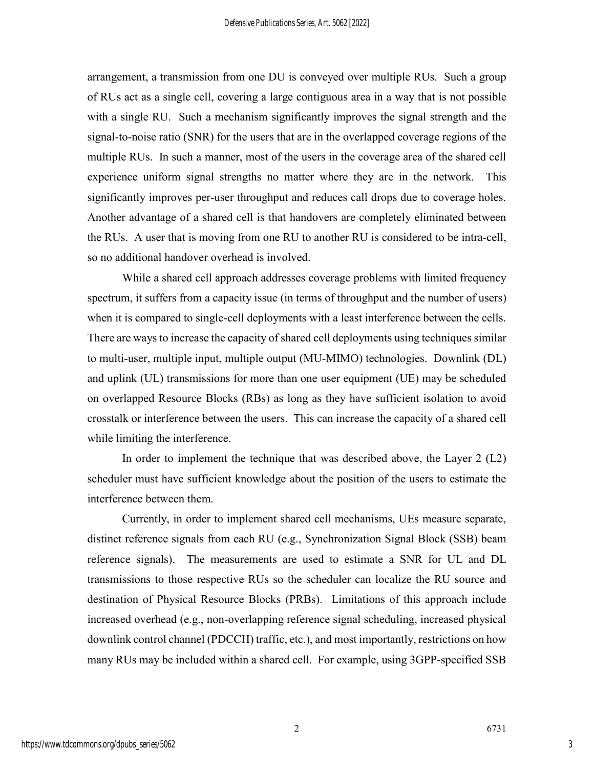arrangement, a transmission from one DU is conveyed over multiple RUs. Such a group of RUs act as a single cell, covering a large contiguous area in a way that is not possible with a single RU. Such a mechanism significantly improves the signal strength and the signal-to-noise ratio (SNR) for the users that are in the overlapped coverage regions of the multiple RUs. In such a manner, most of the users in the coverage area of the shared cell experience uniform signal strengths no matter where they are in the network. This significantly improves per-user throughput and reduces call drops due to coverage holes. Another advantage of a shared cell is that handovers are completely eliminated between the RUs. A user that is moving from one RU to another RU is considered to be intra-cell, so no additional handover overhead is involved.

While a shared cell approach addresses coverage problems with limited frequency spectrum, it suffers from a capacity issue (in terms of throughput and the number of users) when it is compared to single-cell deployments with a least interference between the cells. There are ways to increase the capacity of shared cell deployments using techniques similar to multi-user, multiple input, multiple output (MU-MIMO) technologies. Downlink (DL) and uplink (UL) transmissions for more than one user equipment (UE) may be scheduled on overlapped Resource Blocks (RBs) as long as they have sufficient isolation to avoid crosstalk or interference between the users. This can increase the capacity of a shared cell while limiting the interference.

In order to implement the technique that was described above, the Layer 2 (L2) scheduler must have sufficient knowledge about the position of the users to estimate the interference between them.

Currently, in order to implement shared cell mechanisms, UEs measure separate, distinct reference signals from each RU (e.g., Synchronization Signal Block (SSB) beam reference signals). The measurements are used to estimate a SNR for UL and DL transmissions to those respective RUs so the scheduler can localize the RU source and destination of Physical Resource Blocks (PRBs). Limitations of this approach include increased overhead (e.g., non-overlapping reference signal scheduling, increased physical downlink control channel (PDCCH) traffic, etc.), and most importantly, restrictions on how many RUs may be included within a shared cell. For example, using 3GPP-specified SSB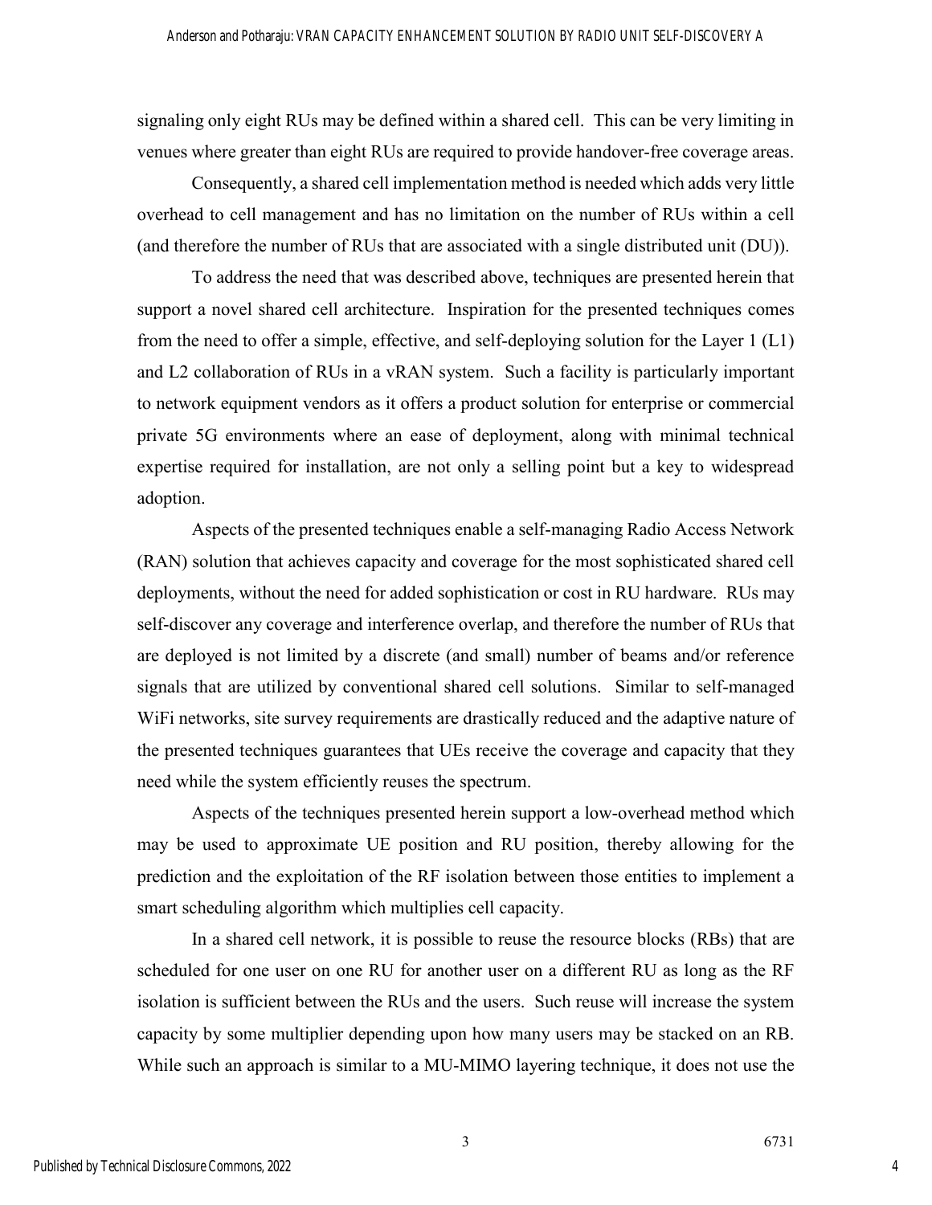signaling only eight RUs may be defined within a shared cell. This can be very limiting in venues where greater than eight RUs are required to provide handover-free coverage areas.

Consequently, a shared cell implementation method is needed which adds very little overhead to cell management and has no limitation on the number of RUs within a cell (and therefore the number of RUs that are associated with a single distributed unit (DU)).

To address the need that was described above, techniques are presented herein that support a novel shared cell architecture. Inspiration for the presented techniques comes from the need to offer a simple, effective, and self-deploying solution for the Layer 1 (L1) and L2 collaboration of RUs in a vRAN system. Such a facility is particularly important to network equipment vendors as it offers a product solution for enterprise or commercial private 5G environments where an ease of deployment, along with minimal technical expertise required for installation, are not only a selling point but a key to widespread adoption.

Aspects of the presented techniques enable a self-managing Radio Access Network (RAN) solution that achieves capacity and coverage for the most sophisticated shared cell deployments, without the need for added sophistication or cost in RU hardware. RUs may self-discover any coverage and interference overlap, and therefore the number of RUs that are deployed is not limited by a discrete (and small) number of beams and/or reference signals that are utilized by conventional shared cell solutions. Similar to self-managed WiFi networks, site survey requirements are drastically reduced and the adaptive nature of the presented techniques guarantees that UEs receive the coverage and capacity that they need while the system efficiently reuses the spectrum.

Aspects of the techniques presented herein support a low-overhead method which may be used to approximate UE position and RU position, thereby allowing for the prediction and the exploitation of the RF isolation between those entities to implement a smart scheduling algorithm which multiplies cell capacity.

In a shared cell network, it is possible to reuse the resource blocks (RBs) that are scheduled for one user on one RU for another user on a different RU as long as the RF isolation is sufficient between the RUs and the users. Such reuse will increase the system capacity by some multiplier depending upon how many users may be stacked on an RB. While such an approach is similar to a MU-MIMO layering technique, it does not use the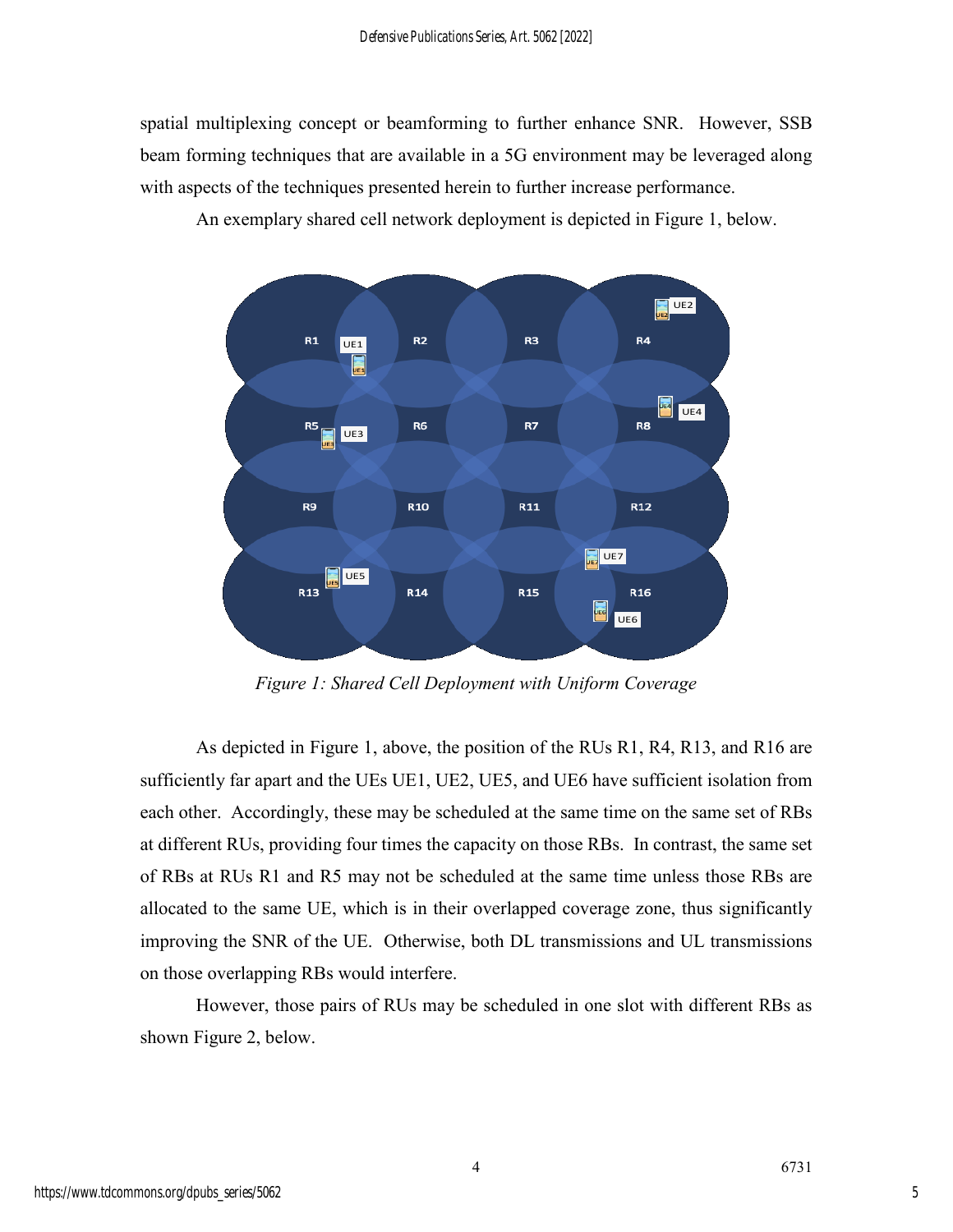spatial multiplexing concept or beamforming to further enhance SNR. However, SSB beam forming techniques that are available in a 5G environment may be leveraged along with aspects of the techniques presented herein to further increase performance.

An exemplary shared cell network deployment is depicted in Figure 1, below.

*Figure 1: Shared Cell Deployment with Uniform Coverage*

As depicted in Figure 1, above, the position of the RUs R1, R4, R13, and R16 are sufficiently far apart and the UEs UE1, UE2, UE5, and UE6 have sufficient isolation from each other. Accordingly, these may be scheduled at the same time on the same set of RBs at different RUs, providing four times the capacity on those RBs. In contrast, the same set of RBs at RUs R1 and R5 may not be scheduled at the same time unless those RBs are allocated to the same UE, which is in their overlapped coverage zone, thus significantly improving the SNR of the UE. Otherwise, both DL transmissions and UL transmissions on those overlapping RBs would interfere.

However, those pairs of RUs may be scheduled in one slot with different RBs as shown Figure 2, below.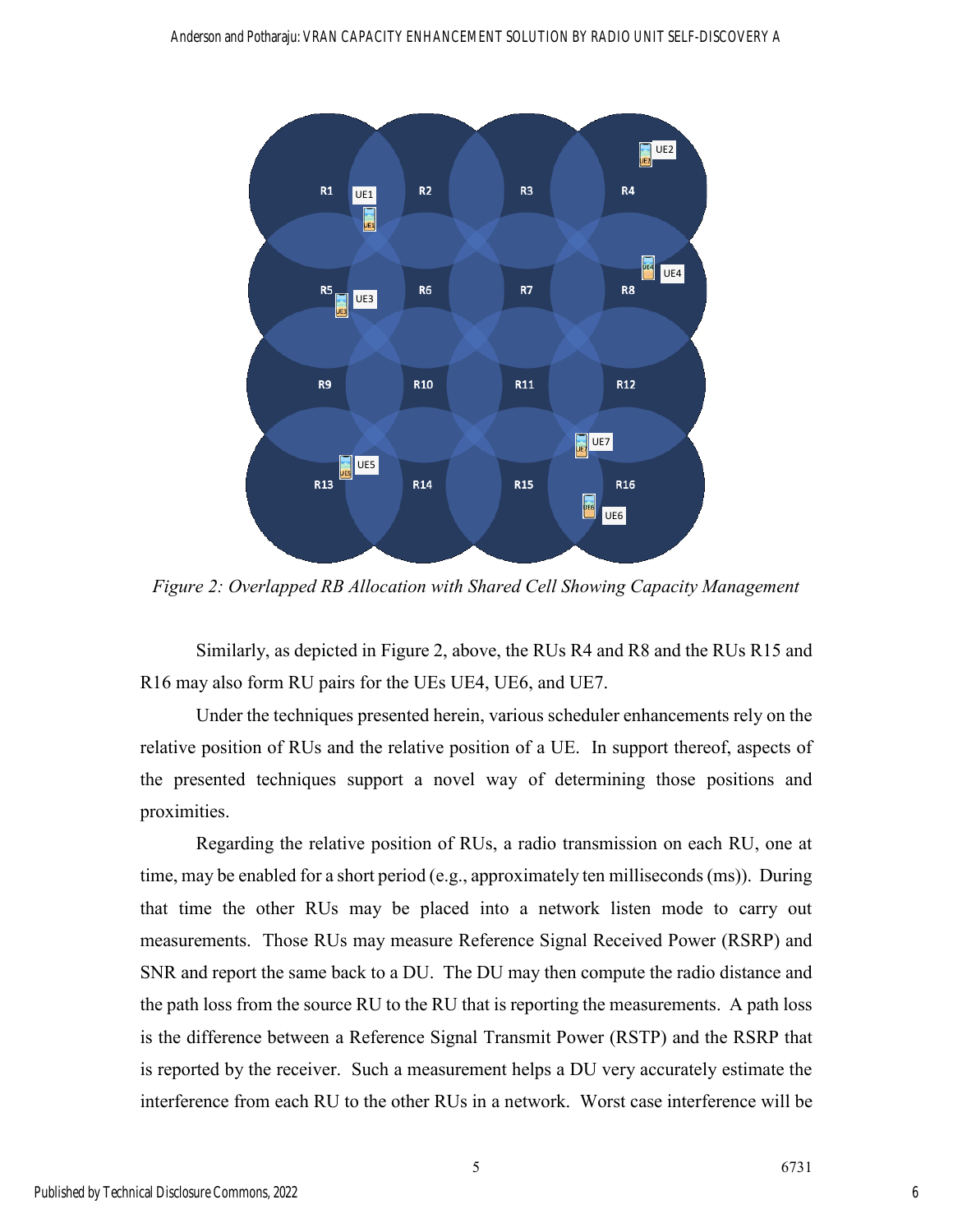*Figure 2: Overlapped RB Allocation with Shared Cell Showing Capacity Management*

Similarly, as depicted in Figure 2, above, the RUs R4 and R8 and the RUs R15 and R16 may also form RU pairs for the UEs UE4, UE6, and UE7.

Under the techniques presented herein, various scheduler enhancements rely on the relative position of RUs and the relative position of a UE. In support thereof, aspects of the presented techniques support a novel way of determining those positions and proximities.

Regarding the relative position of RUs, a radio transmission on each RU, one at time, may be enabled for a short period (e.g., approximately ten milliseconds (ms)). During that time the other RUs may be placed into a network listen mode to carry out measurements. Those RUs may measure Reference Signal Received Power (RSRP) and SNR and report the same back to a DU. The DU may then compute the radio distance and the path loss from the source RU to the RU that is reporting the measurements. A path loss is the difference between a Reference Signal Transmit Power (RSTP) and the RSRP that is reported by the receiver. Such a measurement helps a DU very accurately estimate the interference from each RU to the other RUs in a network. Worst case interference will be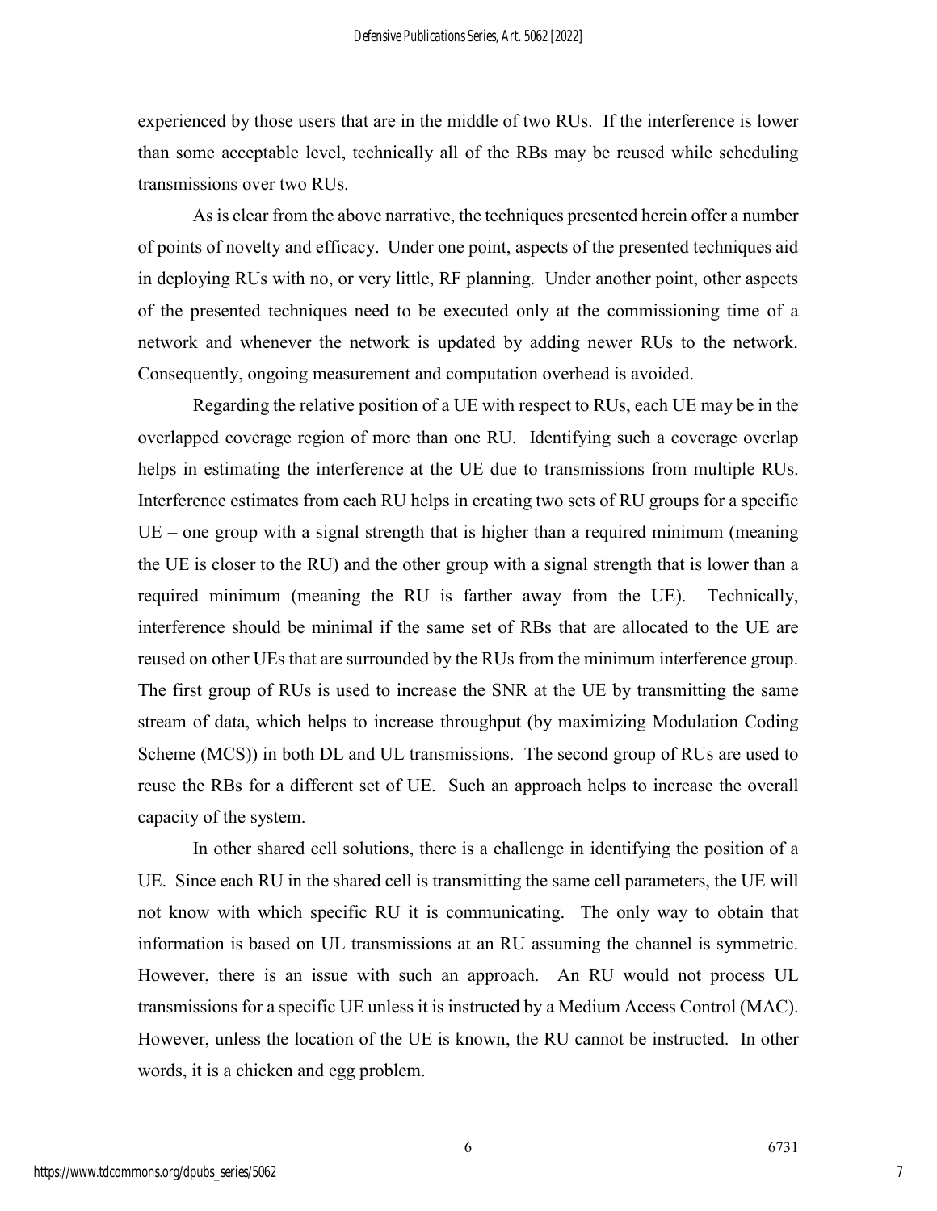experienced by those users that are in the middle of two RUs. If the interference is lower than some acceptable level, technically all of the RBs may be reused while scheduling transmissions over two RUs.

As is clear from the above narrative, the techniques presented herein offer a number of points of novelty and efficacy. Under one point, aspects of the presented techniques aid in deploying RUs with no, or very little, RF planning. Under another point, other aspects of the presented techniques need to be executed only at the commissioning time of a network and whenever the network is updated by adding newer RUs to the network. Consequently, ongoing measurement and computation overhead is avoided.

Regarding the relative position of a UE with respect to RUs, each UE may be in the overlapped coverage region of more than one RU. Identifying such a coverage overlap helps in estimating the interference at the UE due to transmissions from multiple RUs. Interference estimates from each RU helps in creating two sets of RU groups for a specific UE – one group with a signal strength that is higher than a required minimum (meaning the UE is closer to the RU) and the other group with a signal strength that is lower than a required minimum (meaning the RU is farther away from the UE). Technically, interference should be minimal if the same set of RBs that are allocated to the UE are reused on other UEs that are surrounded by the RUs from the minimum interference group. The first group of RUs is used to increase the SNR at the UE by transmitting the same stream of data, which helps to increase throughput (by maximizing Modulation Coding Scheme (MCS)) in both DL and UL transmissions. The second group of RUs are used to reuse the RBs for a different set of UE. Such an approach helps to increase the overall capacity of the system.

In other shared cell solutions, there is a challenge in identifying the position of a UE. Since each RU in the shared cell is transmitting the same cell parameters, the UE will not know with which specific RU it is communicating. The only way to obtain that information is based on UL transmissions at an RU assuming the channel is symmetric. However, there is an issue with such an approach. An RU would not process UL transmissions for a specific UE unless it is instructed by a Medium Access Control (MAC). However, unless the location of the UE is known, the RU cannot be instructed. In other words, it is a chicken and egg problem.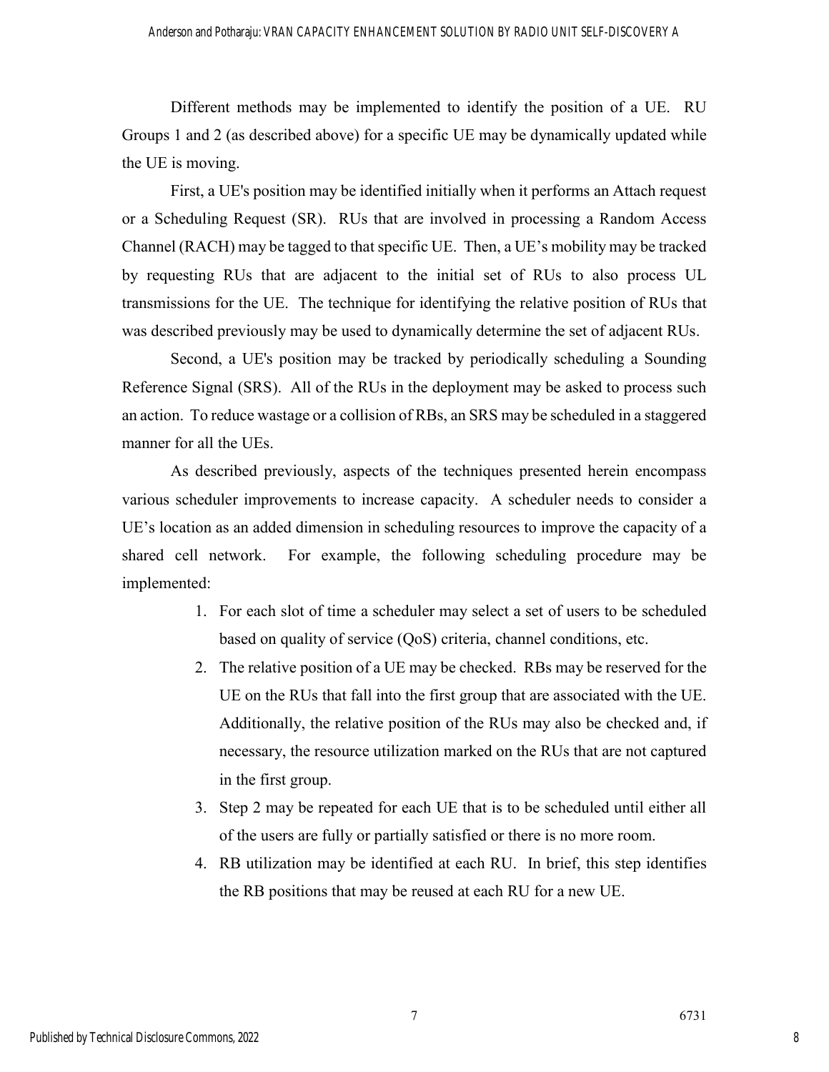Different methods may be implemented to identify the position of a UE. RU Groups 1 and 2 (as described above) for a specific UE may be dynamically updated while the UE is moving.

First, a UE's position may be identified initially when it performs an Attach request or a Scheduling Request (SR). RUs that are involved in processing a Random Access Channel (RACH) may be tagged to that specific UE. Then, a UE's mobility may be tracked by requesting RUs that are adjacent to the initial set of RUs to also process UL transmissions for the UE. The technique for identifying the relative position of RUs that was described previously may be used to dynamically determine the set of adjacent RUs.

Second, a UE's position may be tracked by periodically scheduling a Sounding Reference Signal (SRS). All of the RUs in the deployment may be asked to process such an action. To reduce wastage or a collision of RBs, an SRS may be scheduled in a staggered manner for all the UEs.

As described previously, aspects of the techniques presented herein encompass various scheduler improvements to increase capacity. A scheduler needs to consider a UE's location as an added dimension in scheduling resources to improve the capacity of a shared cell network. For example, the following scheduling procedure may be implemented:

1. For each slot of time a scheduler may select a set of users to be scheduled based on quality of service (QoS) criteria, channel conditions, etc.
2. The relative position of a UE may be checked. RBs may be reserved for the UE on the RUs that fall into the first group that are associated with the UE. Additionally, the relative position of the RUs may also be checked and, if necessary, the resource utilization marked on the RUs that are not captured in the first group.
3. Step 2 may be repeated for each UE that is to be scheduled until either all of the users are fully or partially satisfied or there is no more room.
4. RB utilization may be identified at each RU. In brief, this step identifies the RB positions that may be reused at each RU for a new UE.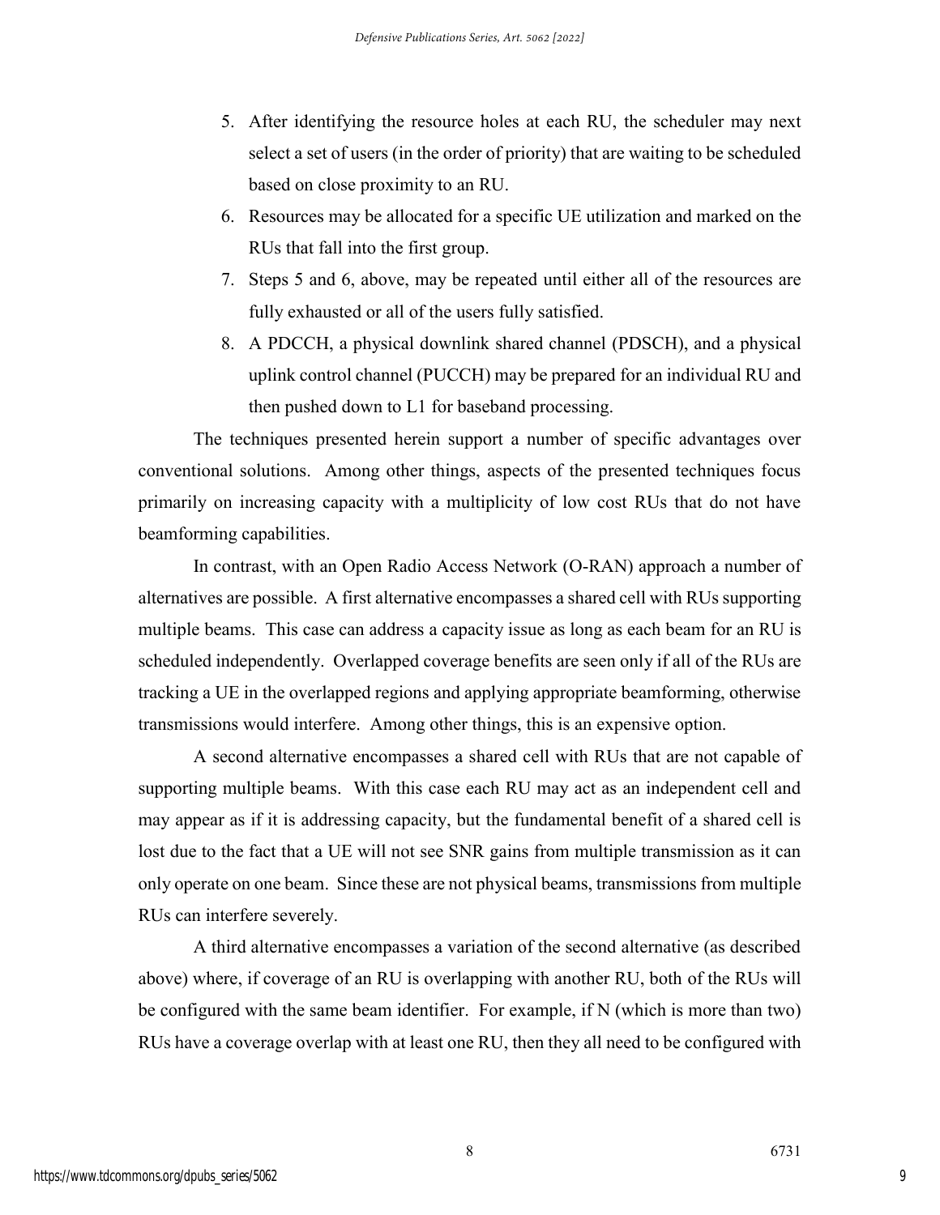5. After identifying the resource holes at each RU, the scheduler may next select a set of users (in the order of priority) that are waiting to be scheduled based on close proximity to an RU.
6. Resources may be allocated for a specific UE utilization and marked on the RUs that fall into the first group.
7. Steps 5 and 6, above, may be repeated until either all of the resources are fully exhausted or all of the users fully satisfied.
8. A PDCCH, a physical downlink shared channel (PDSCH), and a physical uplink control channel (PUCCH) may be prepared for an individual RU and then pushed down to L1 for baseband processing.

The techniques presented herein support a number of specific advantages over conventional solutions. Among other things, aspects of the presented techniques focus primarily on increasing capacity with a multiplicity of low cost RUs that do not have beamforming capabilities.

In contrast, with an Open Radio Access Network (O-RAN) approach a number of alternatives are possible. A first alternative encompasses a shared cell with RUs supporting multiple beams. This case can address a capacity issue as long as each beam for an RU is scheduled independently. Overlapped coverage benefits are seen only if all of the RUs are tracking a UE in the overlapped regions and applying appropriate beamforming, otherwise transmissions would interfere. Among other things, this is an expensive option.

A second alternative encompasses a shared cell with RUs that are not capable of supporting multiple beams. With this case each RU may act as an independent cell and may appear as if it is addressing capacity, but the fundamental benefit of a shared cell is lost due to the fact that a UE will not see SNR gains from multiple transmission as it can only operate on one beam. Since these are not physical beams, transmissions from multiple RUs can interfere severely.

A third alternative encompasses a variation of the second alternative (as described above) where, if coverage of an RU is overlapping with another RU, both of the RUs will be configured with the same beam identifier. For example, if N (which is more than two) RUs have a coverage overlap with at least one RU, then they all need to be configured with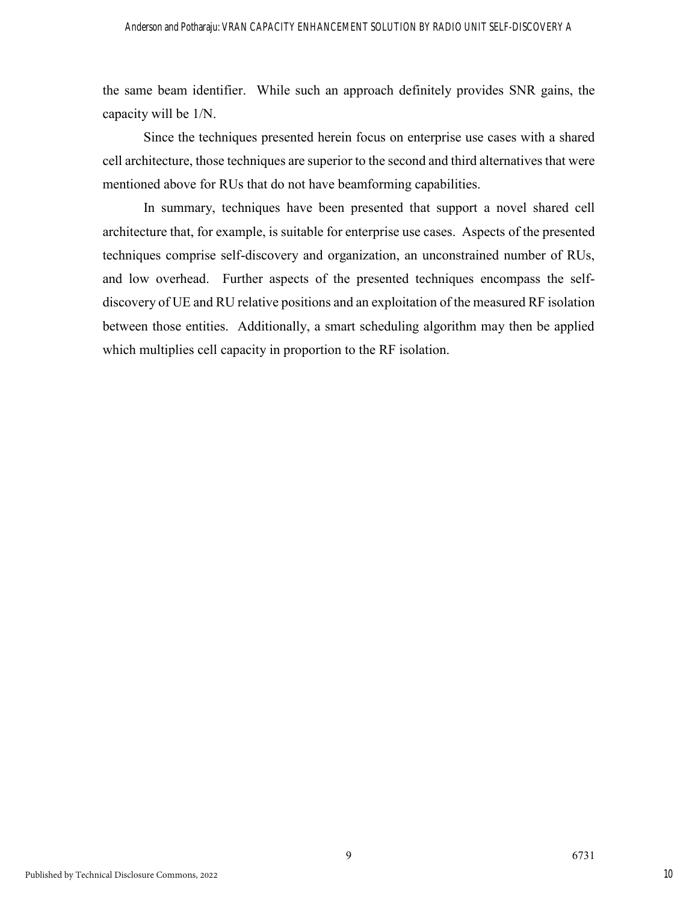the same beam identifier. While such an approach definitely provides SNR gains, the capacity will be 1/N.

Since the techniques presented herein focus on enterprise use cases with a shared cell architecture, those techniques are superior to the second and third alternatives that were mentioned above for RUs that do not have beamforming capabilities.

In summary, techniques have been presented that support a novel shared cell architecture that, for example, is suitable for enterprise use cases. Aspects of the presented techniques comprise self-discovery and organization, an unconstrained number of RUs, and low overhead. Further aspects of the presented techniques encompass the self-discovery of UE and RU relative positions and an exploitation of the measured RF isolation between those entities. Additionally, a smart scheduling algorithm may then be applied which multiplies cell capacity in proportion to the RF isolation.